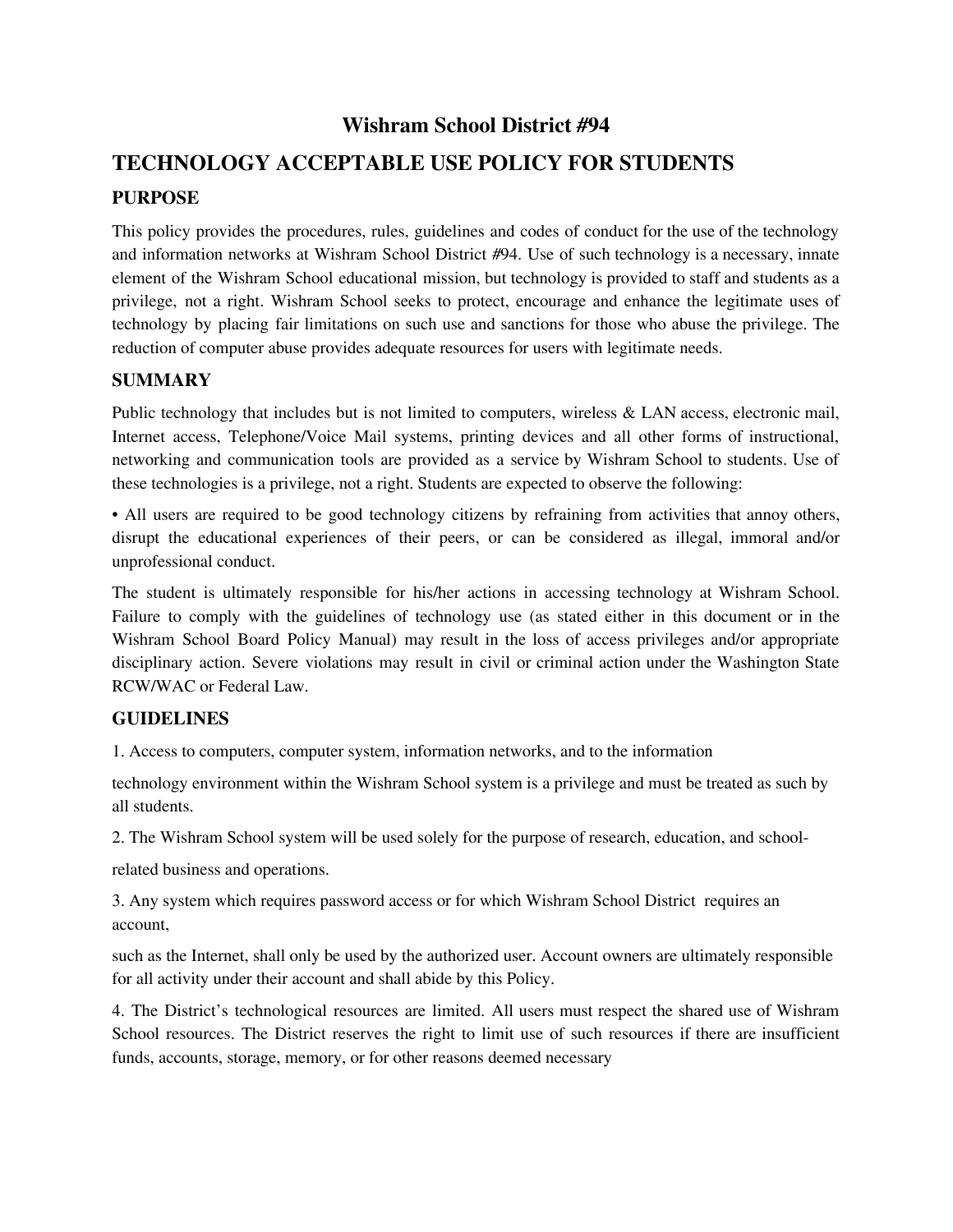# Wishram School District #94

## TECHNOLOGY ACCEPTABLE USE POLICY FOR STUDENTS

### PURPOSE

This policy provides the procedures, rules, guidelines and codes of conduct for the use of the technology and information networks at Wishram School District #94. Use of such technology is a necessary, innate element of the Wishram School educational mission, but technology is provided to staff and students as a privilege, not a right. Wishram School seeks to protect, encourage and enhance the legitimate uses of technology by placing fair limitations on such use and sanctions for those who abuse the privilege. The reduction of computer abuse provides adequate resources for users with legitimate needs.

### SUMMARY

Public technology that includes but is not limited to computers, wireless & LAN access, electronic mail, Internet access, Telephone/Voice Mail systems, printing devices and all other forms of instructional, networking and communication tools are provided as a service by Wishram School to students. Use of these technologies is a privilege, not a right. Students are expected to observe the following:

• All users are required to be good technology citizens by refraining from activities that annoy others, disrupt the educational experiences of their peers, or can be considered as illegal, immoral and/or unprofessional conduct.

The student is ultimately responsible for his/her actions in accessing technology at Wishram School. Failure to comply with the guidelines of technology use (as stated either in this document or in the Wishram School Board Policy Manual) may result in the loss of access privileges and/or appropriate disciplinary action. Severe violations may result in civil or criminal action under the Washington State RCW/WAC or Federal Law.

### GUIDELINES

1. Access to computers, computer system, information networks, and to the information

technology environment within the Wishram School system is a privilege and must be treated as such by all students.

2. The Wishram School system will be used solely for the purpose of research, education, and school-

related business and operations.

3. Any system which requires password access or for which Wishram School District requires an account,

such as the Internet, shall only be used by the authorized user. Account owners are ultimately responsible for all activity under their account and shall abide by this Policy.

4. The District's technological resources are limited. All users must respect the shared use of Wishram School resources. The District reserves the right to limit use of such resources if there are insufficient funds, accounts, storage, memory, or for other reasons deemed necessary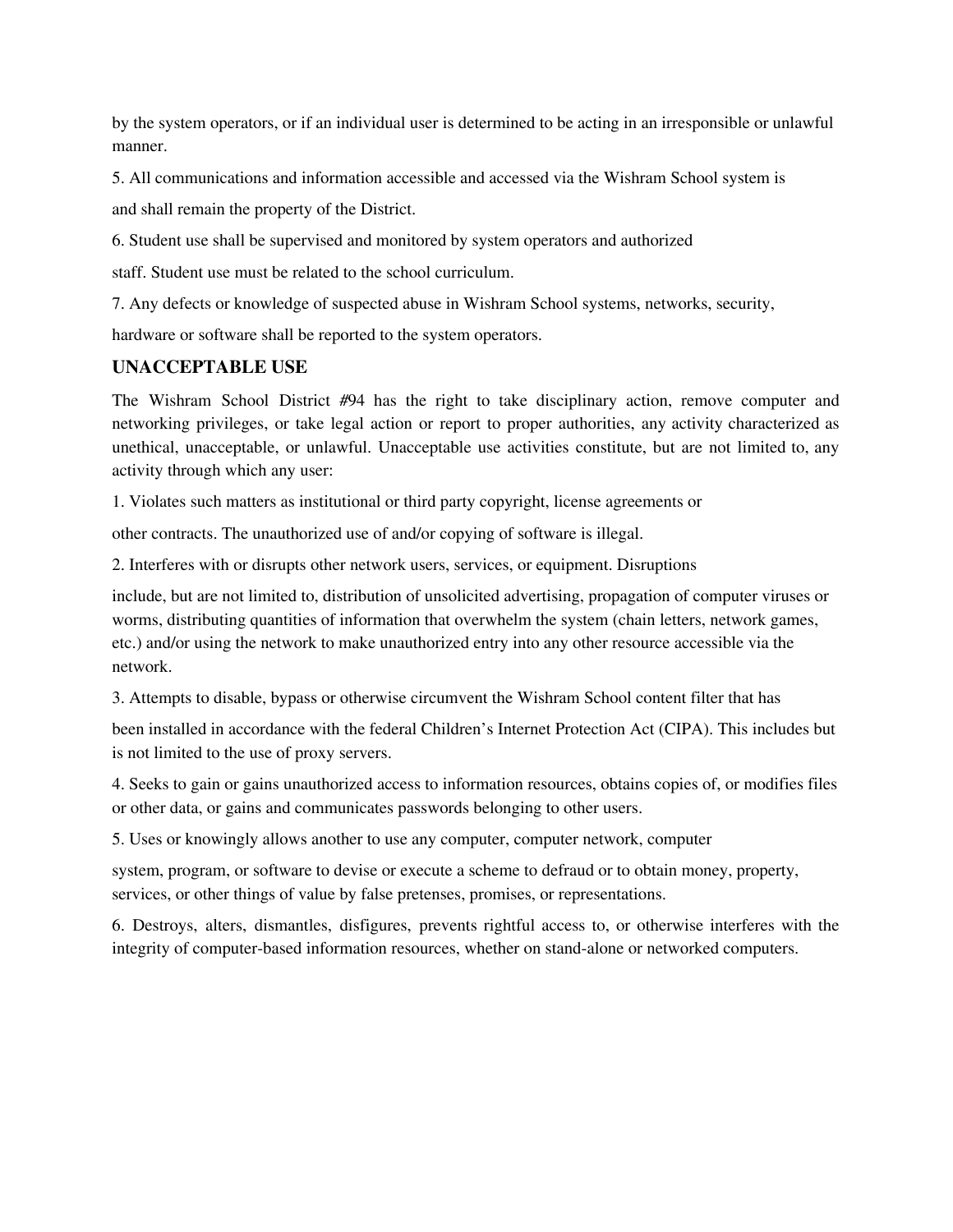by the system operators, or if an individual user is determined to be acting in an irresponsible or unlawful manner.

5. All communications and information accessible and accessed via the Wishram School system is and shall remain the property of the District.

6. Student use shall be supervised and monitored by system operators and authorized staff. Student use must be related to the school curriculum.

7. Any defects or knowledge of suspected abuse in Wishram School systems, networks, security, hardware or software shall be reported to the system operators.

### UNACCEPTABLE USE

The Wishram School District #94 has the right to take disciplinary action, remove computer and networking privileges, or take legal action or report to proper authorities, any activity characterized as unethical, unacceptable, or unlawful. Unacceptable use activities constitute, but are not limited to, any activity through which any user:

1. Violates such matters as institutional or third party copyright, license agreements or other contracts. The unauthorized use of and/or copying of software is illegal.

2. Interferes with or disrupts other network users, services, or equipment. Disruptions include, but are not limited to, distribution of unsolicited advertising, propagation of computer viruses or worms, distributing quantities of information that overwhelm the system (chain letters, network games, etc.) and/or using the network to make unauthorized entry into any other resource accessible via the network.

3. Attempts to disable, bypass or otherwise circumvent the Wishram School content filter that has been installed in accordance with the federal Children's Internet Protection Act (CIPA). This includes but is not limited to the use of proxy servers.

4. Seeks to gain or gains unauthorized access to information resources, obtains copies of, or modifies files or other data, or gains and communicates passwords belonging to other users.

5. Uses or knowingly allows another to use any computer, computer network, computer system, program, or software to devise or execute a scheme to defraud or to obtain money, property, services, or other things of value by false pretenses, promises, or representations.

6. Destroys, alters, dismantles, disfigures, prevents rightful access to, or otherwise interferes with the integrity of computer-based information resources, whether on stand-alone or networked computers.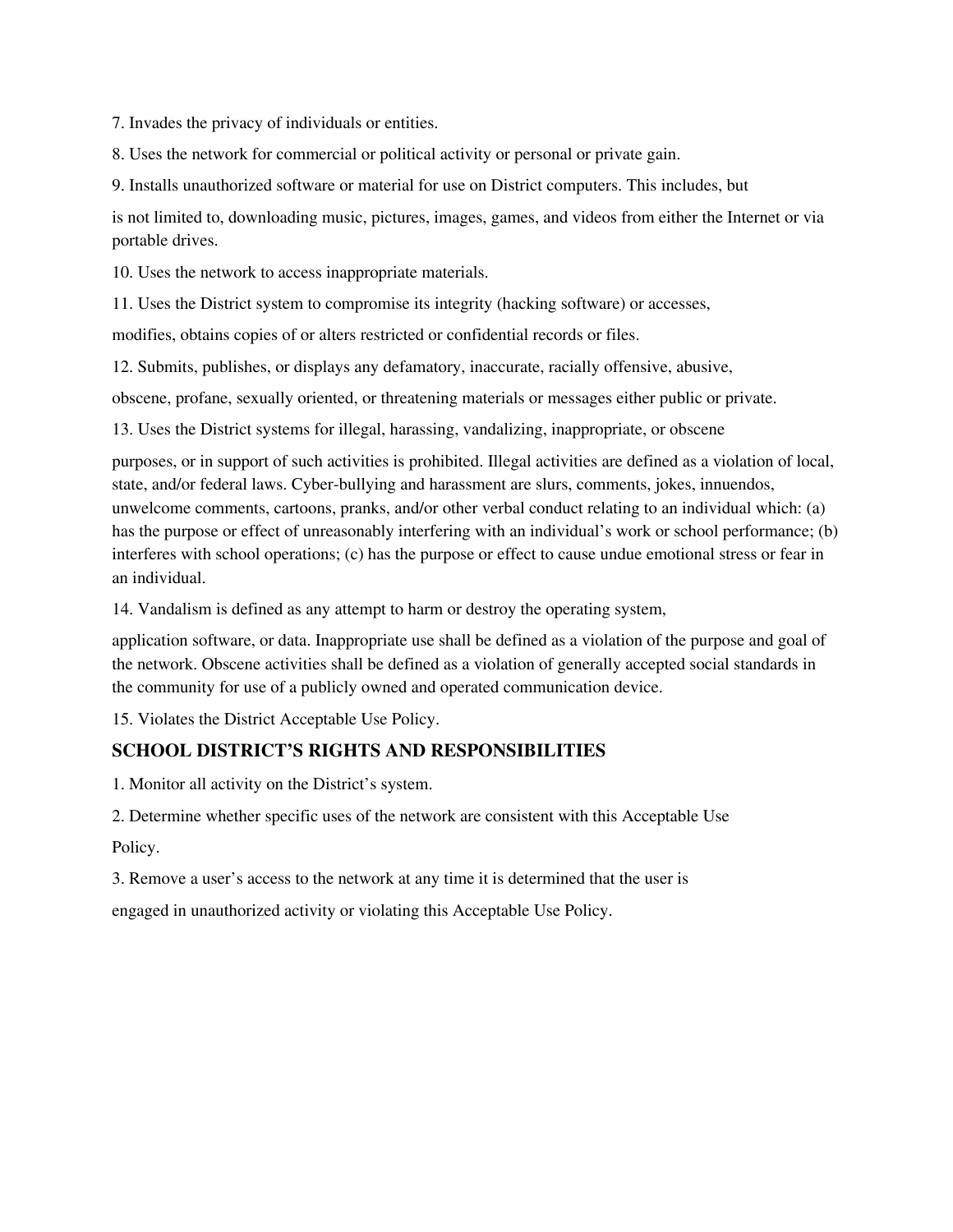7. Invades the privacy of individuals or entities.

8. Uses the network for commercial or political activity or personal or private gain.

9. Installs unauthorized software or material for use on District computers. This includes, but is not limited to, downloading music, pictures, images, games, and videos from either the Internet or via portable drives.

10. Uses the network to access inappropriate materials.

11. Uses the District system to compromise its integrity (hacking software) or accesses, modifies, obtains copies of or alters restricted or confidential records or files.

12. Submits, publishes, or displays any defamatory, inaccurate, racially offensive, abusive, obscene, profane, sexually oriented, or threatening materials or messages either public or private.

13. Uses the District systems for illegal, harassing, vandalizing, inappropriate, or obscene purposes, or in support of such activities is prohibited. Illegal activities are defined as a violation of local, state, and/or federal laws. Cyber-bullying and harassment are slurs, comments, jokes, innuendos, unwelcome comments, cartoons, pranks, and/or other verbal conduct relating to an individual which: (a) has the purpose or effect of unreasonably interfering with an individual's work or school performance; (b) interferes with school operations; (c) has the purpose or effect to cause undue emotional stress or fear in an individual.

14. Vandalism is defined as any attempt to harm or destroy the operating system, application software, or data. Inappropriate use shall be defined as a violation of the purpose and goal of the network. Obscene activities shall be defined as a violation of generally accepted social standards in the community for use of a publicly owned and operated communication device.

15. Violates the District Acceptable Use Policy.

## SCHOOL DISTRICT'S RIGHTS AND RESPONSIBILITIES

1. Monitor all activity on the District's system.

2. Determine whether specific uses of the network are consistent with this Acceptable Use Policy.

3. Remove a user's access to the network at any time it is determined that the user is engaged in unauthorized activity or violating this Acceptable Use Policy.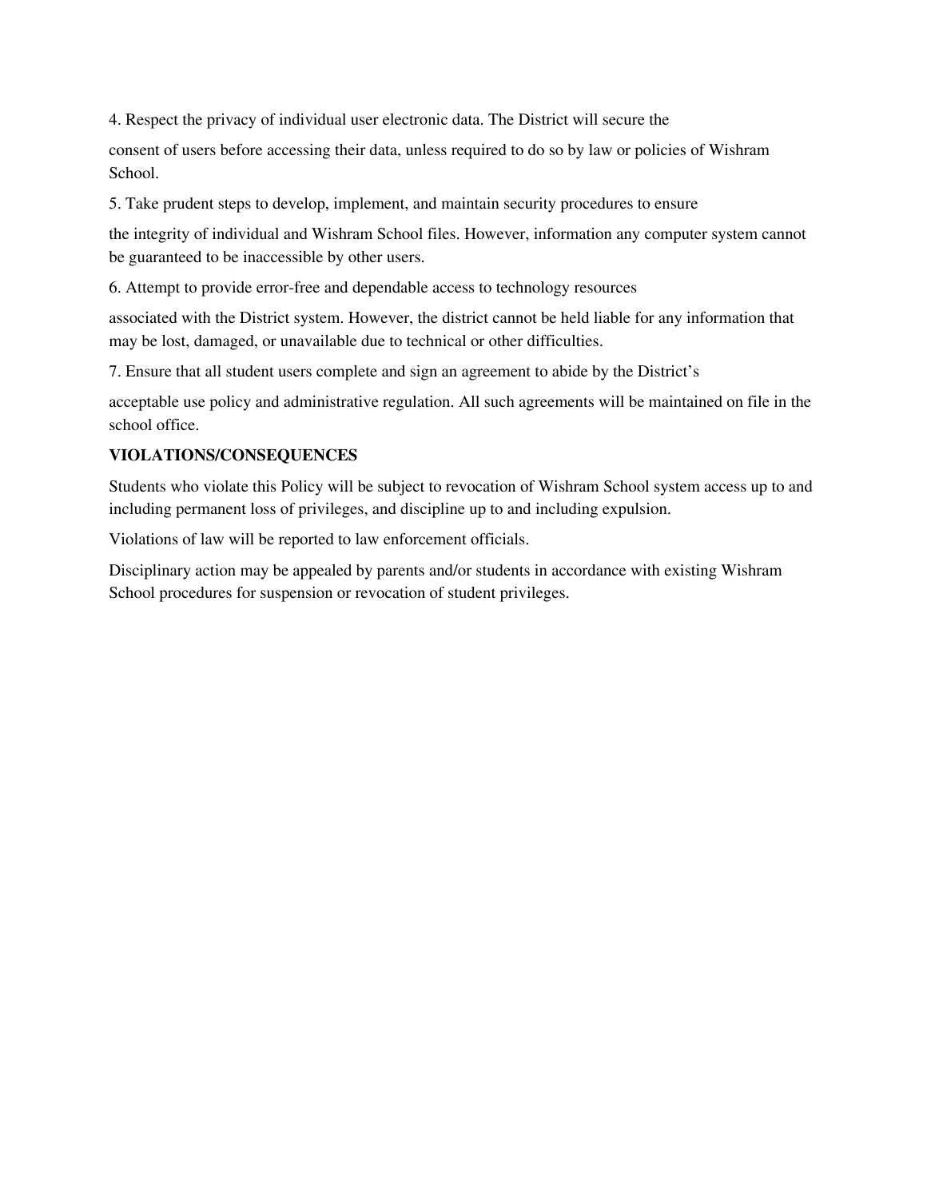4. Respect the privacy of individual user electronic data. The District will secure the consent of users before accessing their data, unless required to do so by law or policies of Wishram School.

5. Take prudent steps to develop, implement, and maintain security procedures to ensure the integrity of individual and Wishram School files. However, information any computer system cannot be guaranteed to be inaccessible by other users.

6. Attempt to provide error-free and dependable access to technology resources associated with the District system. However, the district cannot be held liable for any information that may be lost, damaged, or unavailable due to technical or other difficulties.

7. Ensure that all student users complete and sign an agreement to abide by the District's acceptable use policy and administrative regulation. All such agreements will be maintained on file in the school office.

**VIOLATIONS/CONSEQUENCES**

Students who violate this Policy will be subject to revocation of Wishram School system access up to and including permanent loss of privileges, and discipline up to and including expulsion.

Violations of law will be reported to law enforcement officials.

Disciplinary action may be appealed by parents and/or students in accordance with existing Wishram School procedures for suspension or revocation of student privileges.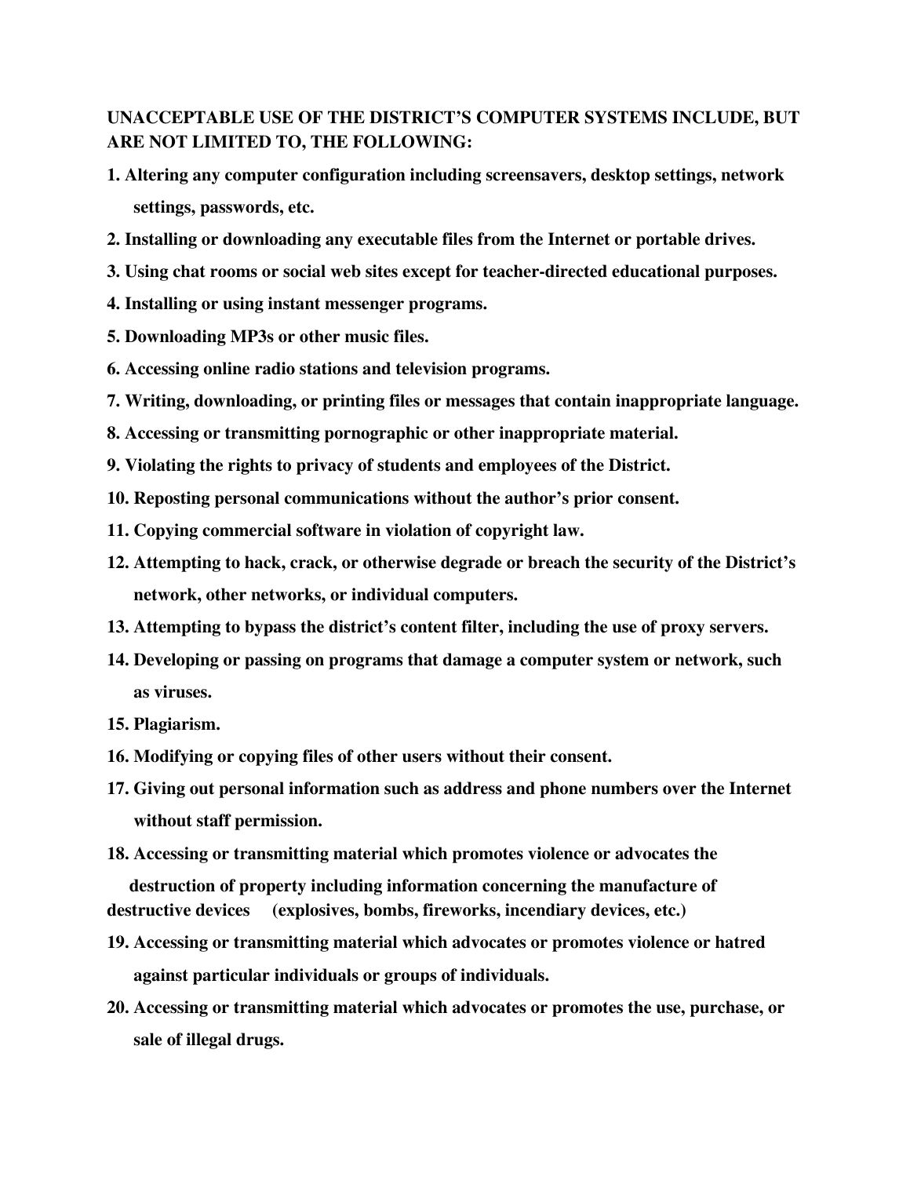**UNACCEPTABLE USE OF THE DISTRICT'S COMPUTER SYSTEMS INCLUDE, BUT ARE NOT LIMITED TO, THE FOLLOWING:**

1. **Altering any computer configuration including screensavers, desktop settings, network settings, passwords, etc.**
2. **Installing or downloading any executable files from the Internet or portable drives.**
3. **Using chat rooms or social web sites except for teacher-directed educational purposes.**
4. **Installing or using instant messenger programs.**
5. **Downloading MP3s or other music files.**
6. **Accessing online radio stations and television programs.**
7. **Writing, downloading, or printing files or messages that contain inappropriate language.**
8. **Accessing or transmitting pornographic or other inappropriate material.**
9. **Violating the rights to privacy of students and employees of the District.**
10. **Reposting personal communications without the author's prior consent.**
11. **Copying commercial software in violation of copyright law.**
12. **Attempting to hack, crack, or otherwise degrade or breach the security of the District's network, other networks, or individual computers.**
13. **Attempting to bypass the district's content filter, including the use of proxy servers.**
14. **Developing or passing on programs that damage a computer system or network, such as viruses.**
15. **Plagiarism.**
16. **Modifying or copying files of other users without their consent.**
17. **Giving out personal information such as address and phone numbers over the Internet without staff permission.**
18. **Accessing or transmitting material which promotes violence or advocates the destruction of property including information concerning the manufacture of destructive devices (explosives, bombs, fireworks, incendiary devices, etc.)**
19. **Accessing or transmitting material which advocates or promotes violence or hatred against particular individuals or groups of individuals.**
20. **Accessing or transmitting material which advocates or promotes the use, purchase, or sale of illegal drugs.**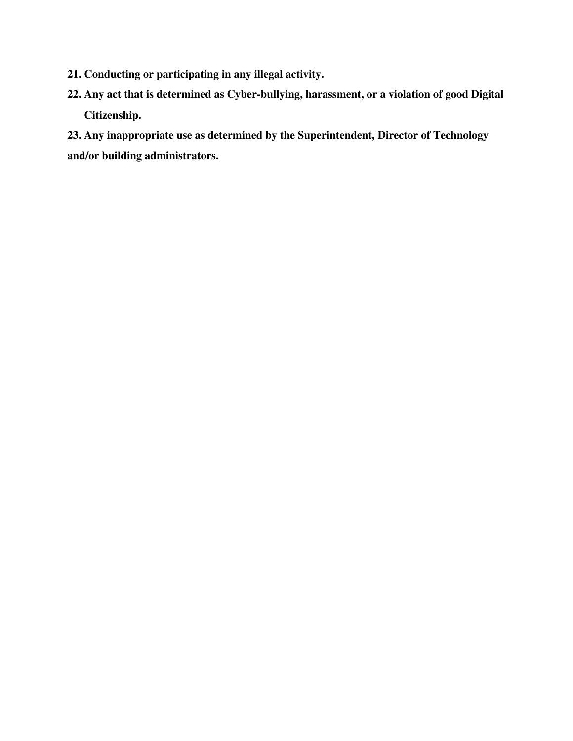21. **Conducting or participating in any illegal activity.**
22. **Any act that is determined as Cyber-bullying, harassment, or a violation of good Digital Citizenship.**
23. **Any inappropriate use as determined by the Superintendent, Director of Technology and/or building administrators.**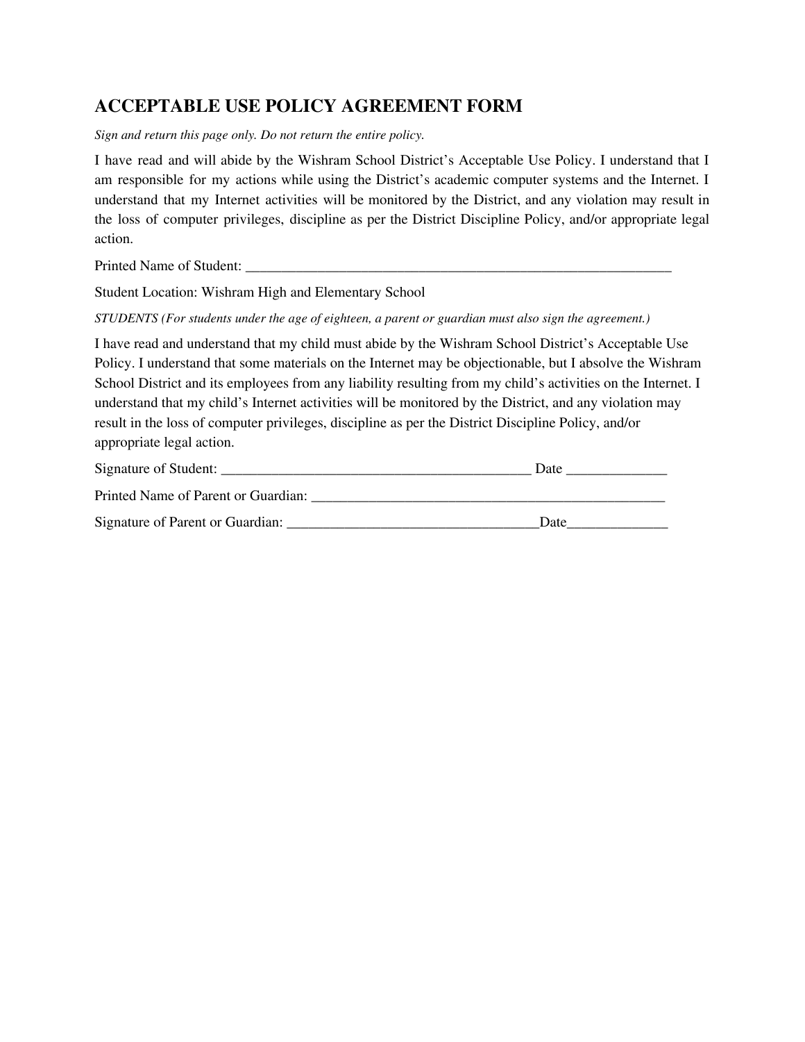## ACCEPTABLE USE POLICY AGREEMENT FORM

*Sign and return this page only. Do not return the entire policy.*

I have read and will abide by the Wishram School District's Acceptable Use Policy. I understand that I am responsible for my actions while using the District's academic computer systems and the Internet. I understand that my Internet activities will be monitored by the District, and any violation may result in the loss of computer privileges, discipline as per the District Discipline Policy, and/or appropriate legal action.

Printed Name of Student: _______________________________________________________________

Student Location: Wishram High and Elementary School

*STUDENTS (For students under the age of eighteen, a parent or guardian must also sign the agreement.)*

I have read and understand that my child must abide by the Wishram School District's Acceptable Use Policy. I understand that some materials on the Internet may be objectionable, but I absolve the Wishram School District and its employees from any liability resulting from my child's activities on the Internet. I understand that my child's Internet activities will be monitored by the District, and any violation may result in the loss of computer privileges, discipline as per the District Discipline Policy, and/or appropriate legal action.

Signature of Student: ____________________________________________ Date ______________

Printed Name of Parent or Guardian: __________________________________________________

Signature of Parent or Guardian: ___________________________________Date______________